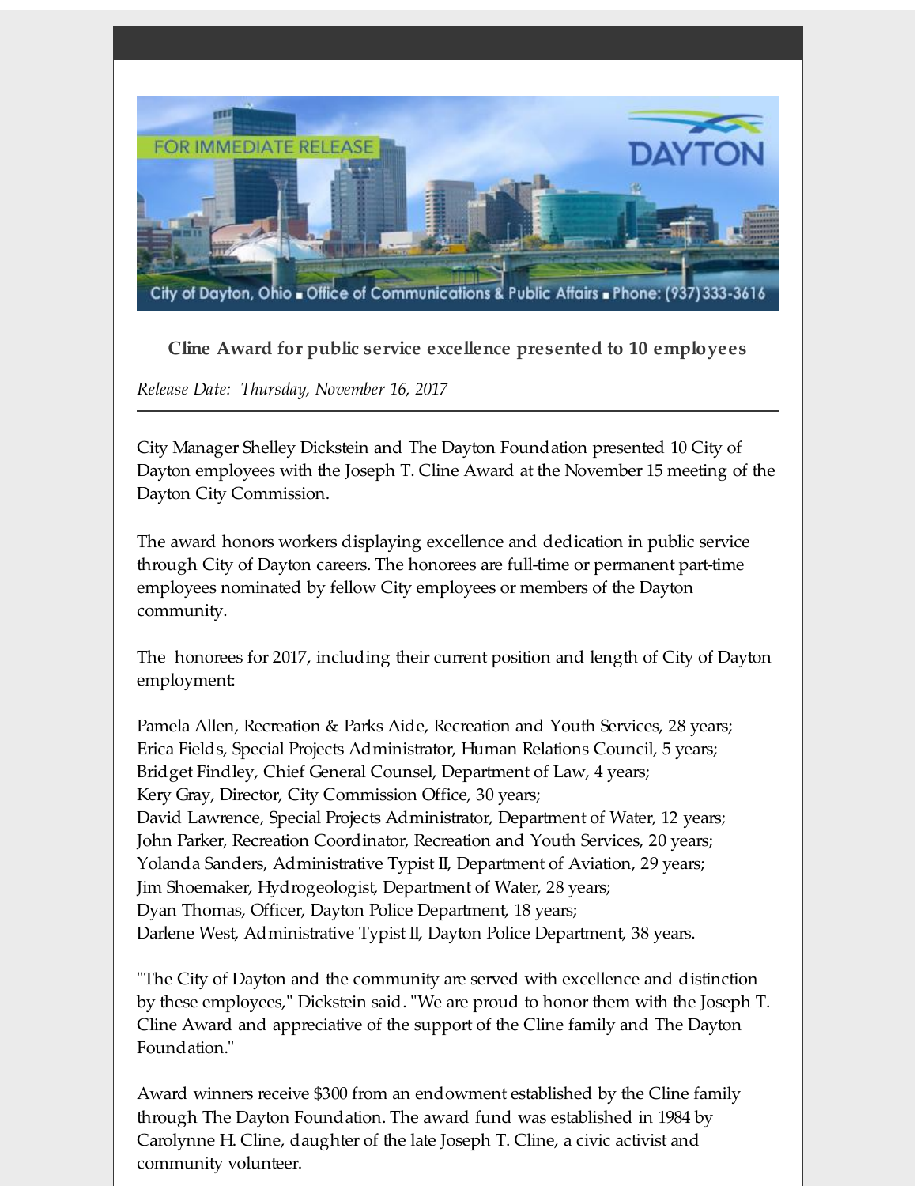FOR IMMEDIATE RELEASE

DAYTON

City of Dayton, Ohio ▪ Office of Communications & Public Affairs ▪ Phone: (937)333-3616

## Cline Award for public service excellence presented to 10 employees

*Release Date: Thursday, November 16, 2017*

---

City Manager Shelley Dickstein and The Dayton Foundation presented 10 City of Dayton employees with the Joseph T. Cline Award at the November 15 meeting of the Dayton City Commission.

The award honors workers displaying excellence and dedication in public service through City of Dayton careers. The honorees are full-time or permanent part-time employees nominated by fellow City employees or members of the Dayton community.

The honorees for 2017, including their current position and length of City of Dayton employment:

Pamela Allen, Recreation & Parks Aide, Recreation and Youth Services, 28 years;
Erica Fields, Special Projects Administrator, Human Relations Council, 5 years;
Bridget Findley, Chief General Counsel, Department of Law, 4 years;
Kery Gray, Director, City Commission Office, 30 years;
David Lawrence, Special Projects Administrator, Department of Water, 12 years;
John Parker, Recreation Coordinator, Recreation and Youth Services, 20 years;
Yolanda Sanders, Administrative Typist II, Department of Aviation, 29 years;
Jim Shoemaker, Hydrogeologist, Department of Water, 28 years;
Dyan Thomas, Officer, Dayton Police Department, 18 years;
Darlene West, Administrative Typist II, Dayton Police Department, 38 years.

"The City of Dayton and the community are served with excellence and distinction by these employees," Dickstein said. "We are proud to honor them with the Joseph T. Cline Award and appreciative of the support of the Cline family and The Dayton Foundation."

Award winners receive $300 from an endowment established by the Cline family through The Dayton Foundation. The award fund was established in 1984 by Carolynne H. Cline, daughter of the late Joseph T. Cline, a civic activist and community volunteer.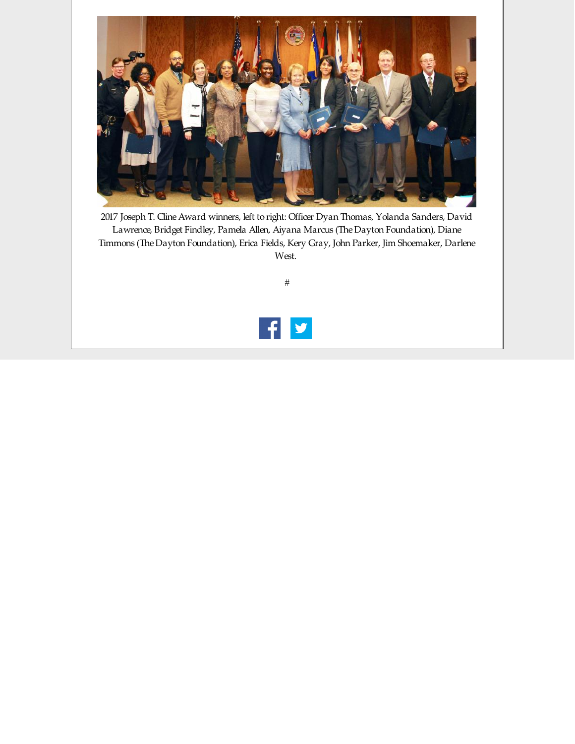2017 Joseph T. Cline Award winners, left to right: Officer Dyan Thomas, Yolanda Sanders, David Lawrence, Bridget Findley, Pamela Allen, Aiyana Marcus (The Dayton Foundation), Diane Timmons (The Dayton Foundation), Erica Fields, Kery Gray, John Parker, Jim Shoemaker, Darlene West.

#